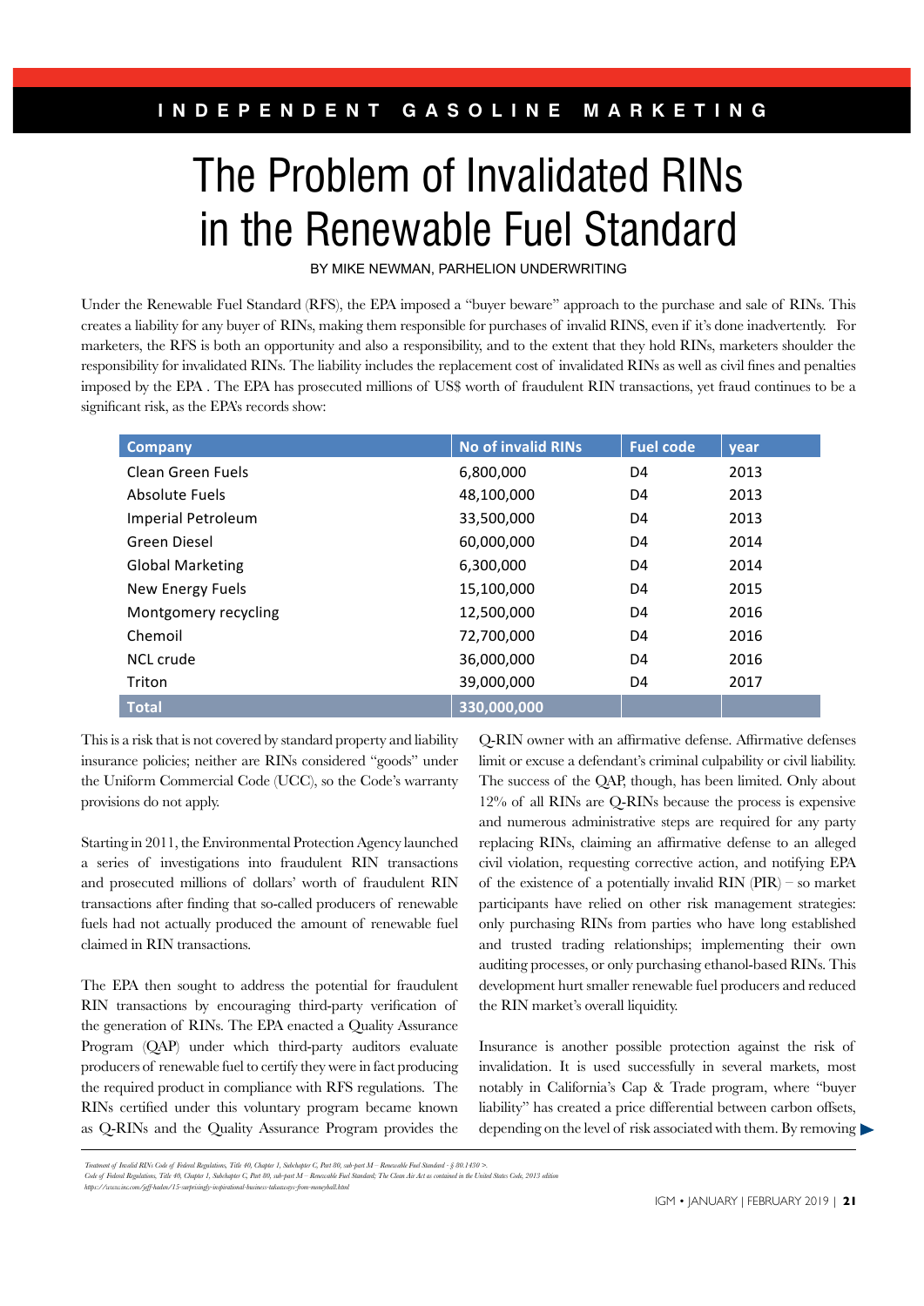# The Problem of Invalidated RINs in the Renewable Fuel Standard

BY MIKE NEWMAN, PARHELION UNDERWRITING

Under the Renewable Fuel Standard (RFS), the EPA imposed a "buyer beware" approach to the purchase and sale of RINs. This creates a liability for any buyer of RINs, making them responsible for purchases of invalid RINS, even if it's done inadvertently. For marketers, the RFS is both an opportunity and also a responsibility, and to the extent that they hold RINs, marketers shoulder the responsibility for invalidated RINs. The liability includes the replacement cost of invalidated RINs as well as civil fines and penalties imposed by the EPA . The EPA has prosecuted millions of US$ worth of fraudulent RIN transactions, yet fraud continues to be a significant risk, as the EPA's records show:

| Company | No of invalid RINs | Fuel code | year |
|---|---|---|---|
| Clean Green Fuels | 6,800,000 | D4 | 2013 |
| Absolute Fuels | 48,100,000 | D4 | 2013 |
| Imperial Petroleum | 33,500,000 | D4 | 2013 |
| Green Diesel | 60,000,000 | D4 | 2014 |
| Global Marketing | 6,300,000 | D4 | 2014 |
| New Energy Fuels | 15,100,000 | D4 | 2015 |
| Montgomery recycling | 12,500,000 | D4 | 2016 |
| Chemoil | 72,700,000 | D4 | 2016 |
| NCL crude | 36,000,000 | D4 | 2016 |
| Triton | 39,000,000 | D4 | 2017 |
| **Total** | **330,000,000** | | |

This is a risk that is not covered by standard property and liability insurance policies; neither are RINs considered "goods" under the Uniform Commercial Code (UCC), so the Code's warranty provisions do not apply.

Starting in 2011, the Environmental Protection Agency launched a series of investigations into fraudulent RIN transactions and prosecuted millions of dollars' worth of fraudulent RIN transactions after finding that so-called producers of renewable fuels had not actually produced the amount of renewable fuel claimed in RIN transactions.

The EPA then sought to address the potential for fraudulent RIN transactions by encouraging third-party verification of the generation of RINs. The EPA enacted a Quality Assurance Program (QAP) under which third-party auditors evaluate producers of renewable fuel to certify they were in fact producing the required product in compliance with RFS regulations. The RINs certified under this voluntary program became known as Q-RINs and the Quality Assurance Program provides the Q-RIN owner with an affirmative defense. Affirmative defenses limit or excuse a defendant's criminal culpability or civil liability. The success of the QAP, though, has been limited. Only about 12% of all RINs are Q-RINs because the process is expensive and numerous administrative steps are required for any party replacing RINs, claiming an affirmative defense to an alleged civil violation, requesting corrective action, and notifying EPA of the existence of a potentially invalid RIN (PIR) – so market participants have relied on other risk management strategies: only purchasing RINs from parties who have long established and trusted trading relationships; implementing their own auditing processes, or only purchasing ethanol-based RINs. This development hurt smaller renewable fuel producers and reduced the RIN market's overall liquidity.

Insurance is another possible protection against the risk of invalidation. It is used successfully in several markets, most notably in California's Cap & Trade program, where "buyer liability" has created a price differential between carbon offsets, depending on the level of risk associated with them. By removing

*Treatment of Invalid RINs Code of Federal Regulations, Title 40, Chapter 1, Subchapter C, Part 80, sub-part M – Renewable Fuel Standard - § 80.1430 >.*
*Code of Federal Regulations, Title 40, Chapter 1, Subchapter C, Part 80, sub-part M – Renewable Fuel Standard; The Clean Air Act as contained in the United States Code, 2013 edition*
*https://www.inc.com/jeff-haden/15-surprisingly-inspirational-business-takeaways-from-moneyball.html*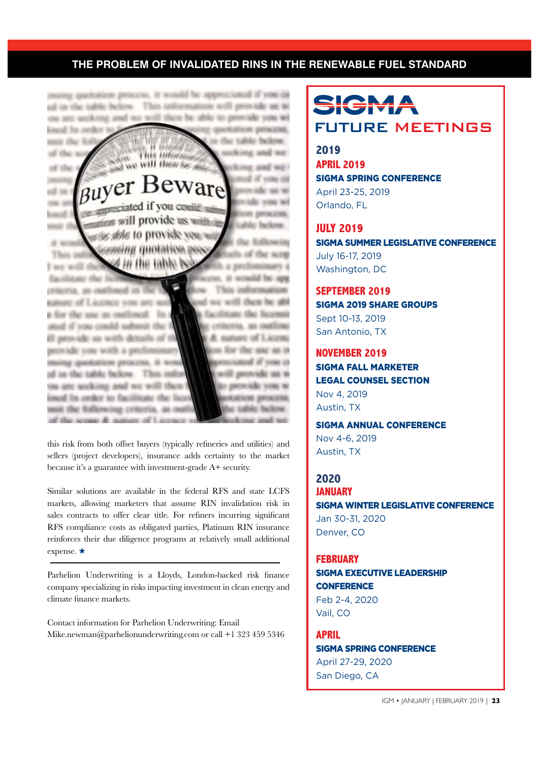## THE PROBLEM OF INVALIDATED RINS IN THE RENEWABLE FUEL STANDARD

this risk from both offset buyers (typically refineries and utilities) and sellers (project developers), insurance adds certainty to the market because it's a guarantee with investment-grade A+ security.

Similar solutions are available in the federal RFS and state LCFS markets, allowing marketers that assume RIN invalidation risk in sales contracts to offer clear title. For refiners incurring significant RFS compliance costs as obligated parties, Platinum RIN insurance reinforces their due diligence programs at relatively small additional expense. ★

---

Parhelion Underwriting is a Lloyds, London-backed risk finance company specializing in risks impacting investment in clean energy and climate finance markets.

Contact information for Parhelion Underwriting: Email Mike.newman@parhelionunderwriting.com or call +1 323 459 5346

## SIGMA FUTURE MEETINGS

### 2019

**APRIL 2019**

**SIGMA SPRING CONFERENCE**
April 23-25, 2019
Orlando, FL

**JULY 2019**

**SIGMA SUMMER LEGISLATIVE CONFERENCE**
July 16-17, 2019
Washington, DC

**SEPTEMBER 2019**

**SIGMA 2019 SHARE GROUPS**
Sept 10-13, 2019
San Antonio, TX

**NOVEMBER 2019**

**SIGMA FALL MARKETER LEGAL COUNSEL SECTION**
Nov 4, 2019
Austin, TX

**SIGMA ANNUAL CONFERENCE**
Nov 4-6, 2019
Austin, TX

### 2020

**JANUARY**

**SIGMA WINTER LEGISLATIVE CONFERENCE**
Jan 30-31, 2020
Denver, CO

**FEBRUARY**

**SIGMA EXECUTIVE LEADERSHIP CONFERENCE**
Feb 2-4, 2020
Vail, CO

**APRIL**

**SIGMA SPRING CONFERENCE**
April 27-29, 2020
San Diego, CA